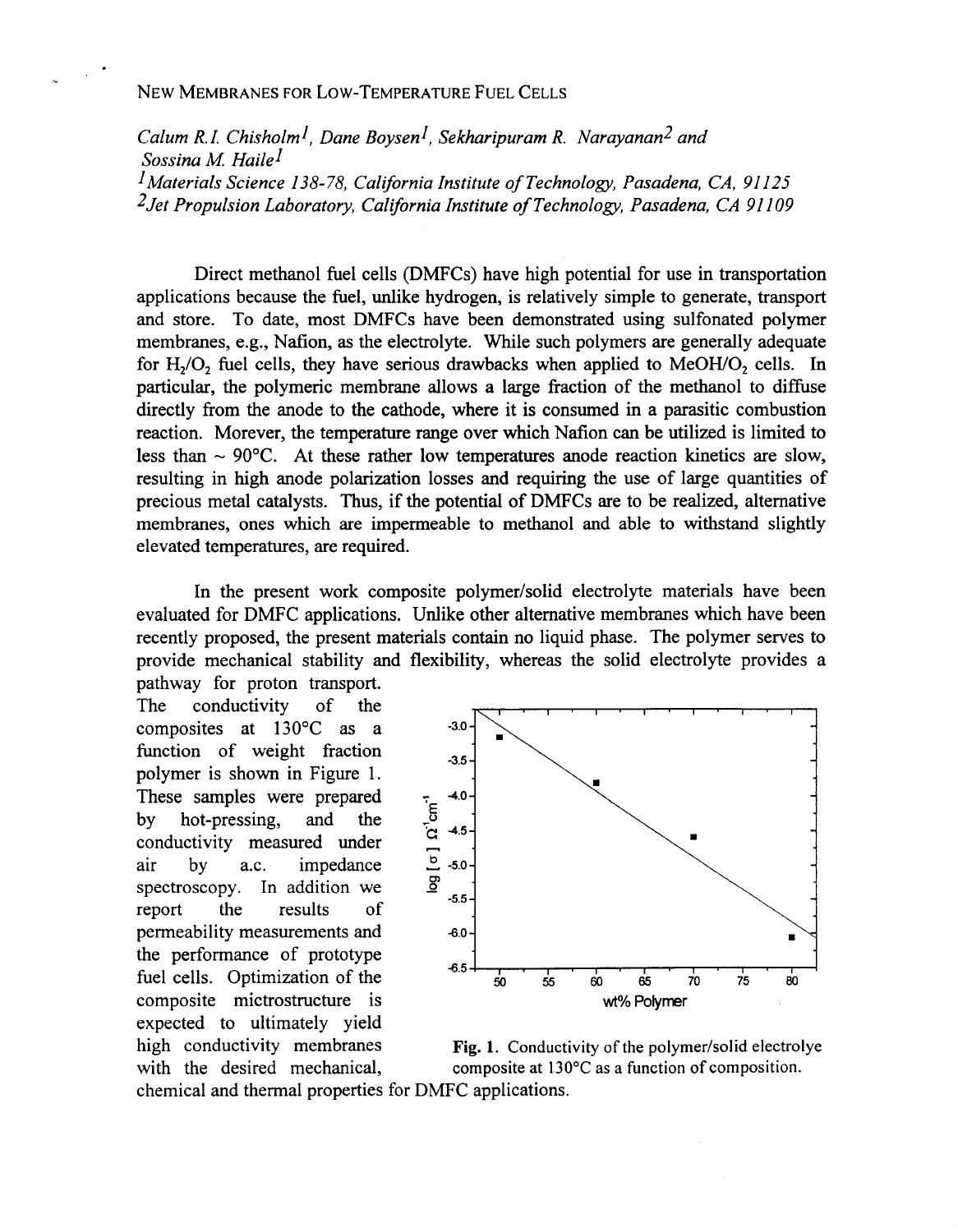# NEW MEMBRANES FOR LOW-TEMPERATURE FUEL CELLS

*Calum R.I. Chisholm[1], Dane Boysen[1], Sekharipuram R. Narayanan[2] and Sossina M. Haile[1]*

[1]*Materials Science 138-78, California Institute of Technology, Pasadena, CA, 91125*

[2]*Jet Propulsion Laboratory, California Institute of Technology, Pasadena, CA 91109*

Direct methanol fuel cells (DMFCs) have high potential for use in transportation applications because the fuel, unlike hydrogen, is relatively simple to generate, transport and store. To date, most DMFCs have been demonstrated using sulfonated polymer membranes, e.g., Nafion, as the electrolyte. While such polymers are generally adequate for $H_2/O_2$ fuel cells, they have serious drawbacks when applied to $MeOH/O_2$ cells. In particular, the polymeric membrane allows a large fraction of the methanol to diffuse directly from the anode to the cathode, where it is consumed in a parasitic combustion reaction. Morever, the temperature range over which Nafion can be utilized is limited to less than ~ 90°C. At these rather low temperatures anode reaction kinetics are slow, resulting in high anode polarization losses and requiring the use of large quantities of precious metal catalysts. Thus, if the potential of DMFCs are to be realized, alternative membranes, ones which are impermeable to methanol and able to withstand slightly elevated temperatures, are required.

In the present work composite polymer/solid electrolyte materials have been evaluated for DMFC applications. Unlike other alternative membranes which have been recently proposed, the present materials contain no liquid phase. The polymer serves to provide mechanical stability and flexibility, whereas the solid electrolyte provides a pathway for proton transport. The conductivity of the composites at 130°C as a function of weight fraction polymer is shown in Figure 1. These samples were prepared by hot-pressing, and the conductivity measured under air by a.c. impedance spectroscopy. In addition we report the results of permeability measurements and the performance of prototype fuel cells. Optimization of the composite mictrostructure is expected to ultimately yield high conductivity membranes with the desired mechanical, chemical and thermal properties for DMFC applications.

**Fig. 1.** Conductivity of the polymer/solid electrolye composite at 130°C as a function of composition.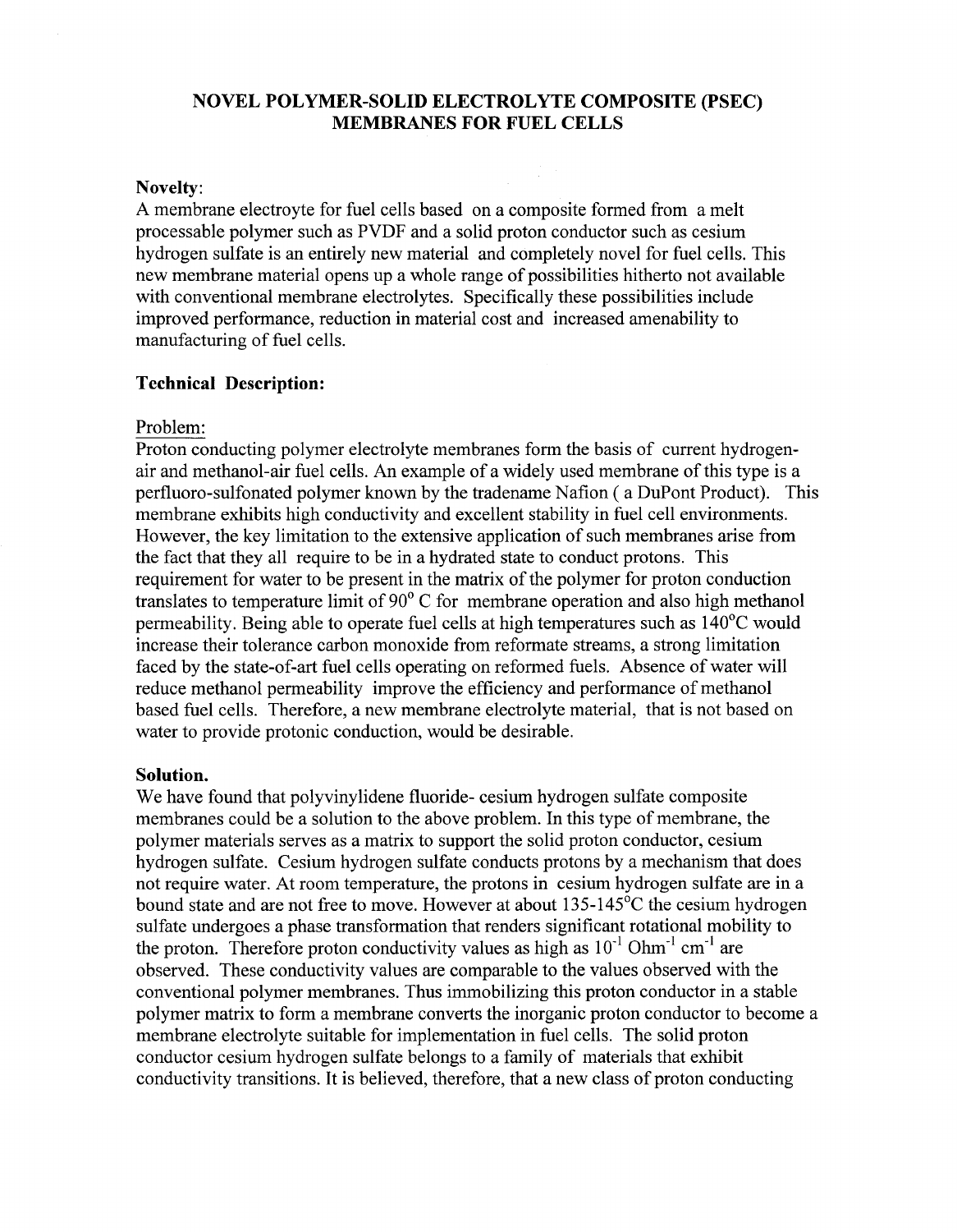# NOVEL POLYMER-SOLID ELECTROLYTE COMPOSITE (PSEC) MEMBRANES FOR FUEL CELLS

**Novelty**:

A membrane electeoyte for fuel cells based on a composite formed from a melt processable polymer such as PVDF and a solid proton conductor such as cesium hydrogen sulfate is an entirely new material and completely novel for fuel cells. This new membrane material opens up a whole range of possibilities hitherto not available with conventional membrane electrolytes. Specifically these possibilities include improved performance, reduction in material cost and increased amenability to manufacturing of fuel cells.

**Technical Description:**

Problem:

Proton conducting polymer electrolyte membranes form the basis of current hydrogen-air and methanol-air fuel cells. An example of a widely used membrane of this type is a perfluoro-sulfonated polymer known by the tradename Nafion ( a DuPont Product). This membrane exhibits high conductivity and excellent stability in fuel cell environments. However, the key limitation to the extensive application of such membranes arise from the fact that they all require to be in a hydrated state to conduct protons. This requirement for water to be present in the matrix of the polymer for proton conduction translates to temperature limit of 90° C for membrane operation and also high methanol permeability. Being able to operate fuel cells at high temperatures such as 140°C would increase their tolerance carbon monoxide from reformate streams, a strong limitation faced by the state-of-art fuel cells operating on reformed fuels. Absence of water will reduce methanol permeability improve the efficiency and performance of methanol based fuel cells. Therefore, a new membrane electrolyte material, that is not based on water to provide protonic conduction, would be desirable.

**Solution.**

We have found that polyvinylidene fluoride- cesium hydrogen sulfate composite membranes could be a solution to the above problem. In this type of membrane, the polymer materials serves as a matrix to support the solid proton conductor, cesium hydrogen sulfate. Cesium hydrogen sulfate conducts protons by a mechanism that does not require water. At room temperature, the protons in cesium hydrogen sulfate are in a bound state and are not free to move. However at about 135-145°C the cesium hydrogen sulfate undergoes a phase transformation that renders significant rotational mobility to the proton. Therefore proton conductivity values as high as $10^{-1}$ $Ohm^{-1}$ $cm^{-1}$ are observed. These conductivity values are comparable to the values observed with the conventional polymer membranes. Thus immobilizing this proton conductor in a stable polymer matrix to form a membrane converts the inorganic proton conductor to become a membrane electrolyte suitable for implementation in fuel cells. The solid proton conductor cesium hydrogen sulfate belongs to a family of materials that exhibit conductivity transitions. It is believed, therefore, that a new class of proton conducting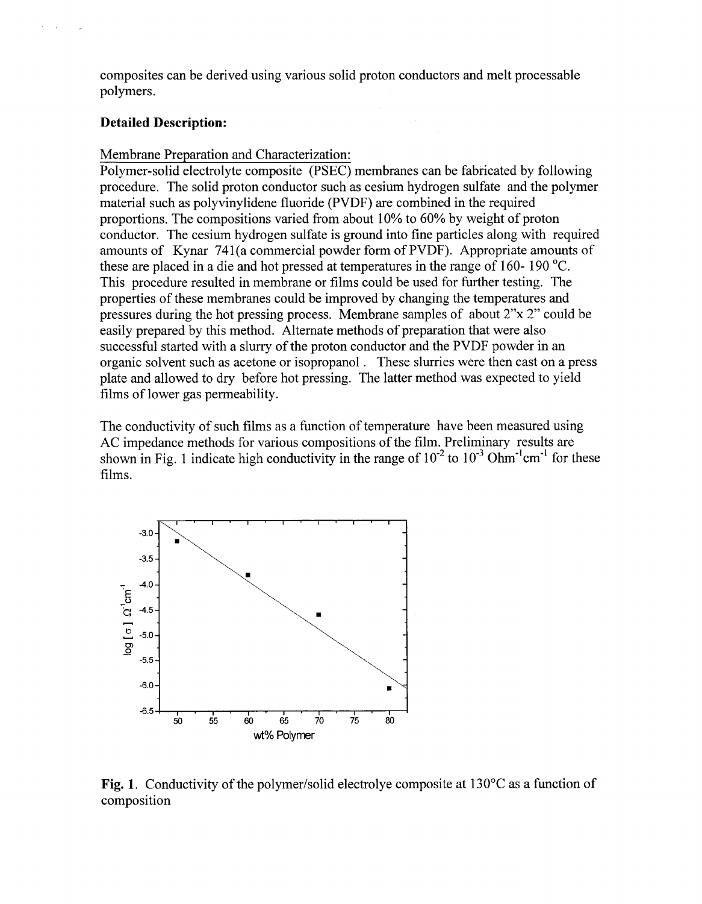composites can be derived using various solid proton conductors and melt processable polymers.

**Detailed Description:**

Membrane Preparation and Characterization:

Polymer-solid electrolyte composite (PSEC) membranes can be fabricated by following procedure. The solid proton conductor such as cesium hydrogen sulfate and the polymer material such as polyvinylidene fluoride (PVDF) are combined in the required proportions. The compositions varied from about 10% to 60% by weight of proton conductor. The cesium hydrogen sulfate is ground into fine particles along with required amounts of Kynar 741(a commercial powder form of PVDF). Appropriate amounts of these are placed in a die and hot pressed at temperatures in the range of 160- 190 °C. This procedure resulted in membrane or films could be used for further testing. The properties of these membranes could be improved by changing the temperatures and pressures during the hot pressing process. Membrane samples of about 2"x 2" could be easily prepared by this method. Alternate methods of preparation that were also successful started with a slurry of the proton conductor and the PVDF powder in an organic solvent such as acetone or isopropanol . These slurries were then cast on a press plate and allowed to dry before hot pressing. The latter method was expected to yield films of lower gas permeability.

The conductivity of such films as a function of temperature have been measured using AC impedance methods for various compositions of the film. Preliminary results are shown in Fig. 1 indicate high conductivity in the range of $10^{-2}$ to $10^{-3}$ $Ohm^{-1}cm^{-1}$ for these films.

**Fig. 1.** Conductivity of the polymer/solid electrolye composite at 130°C as a function of composition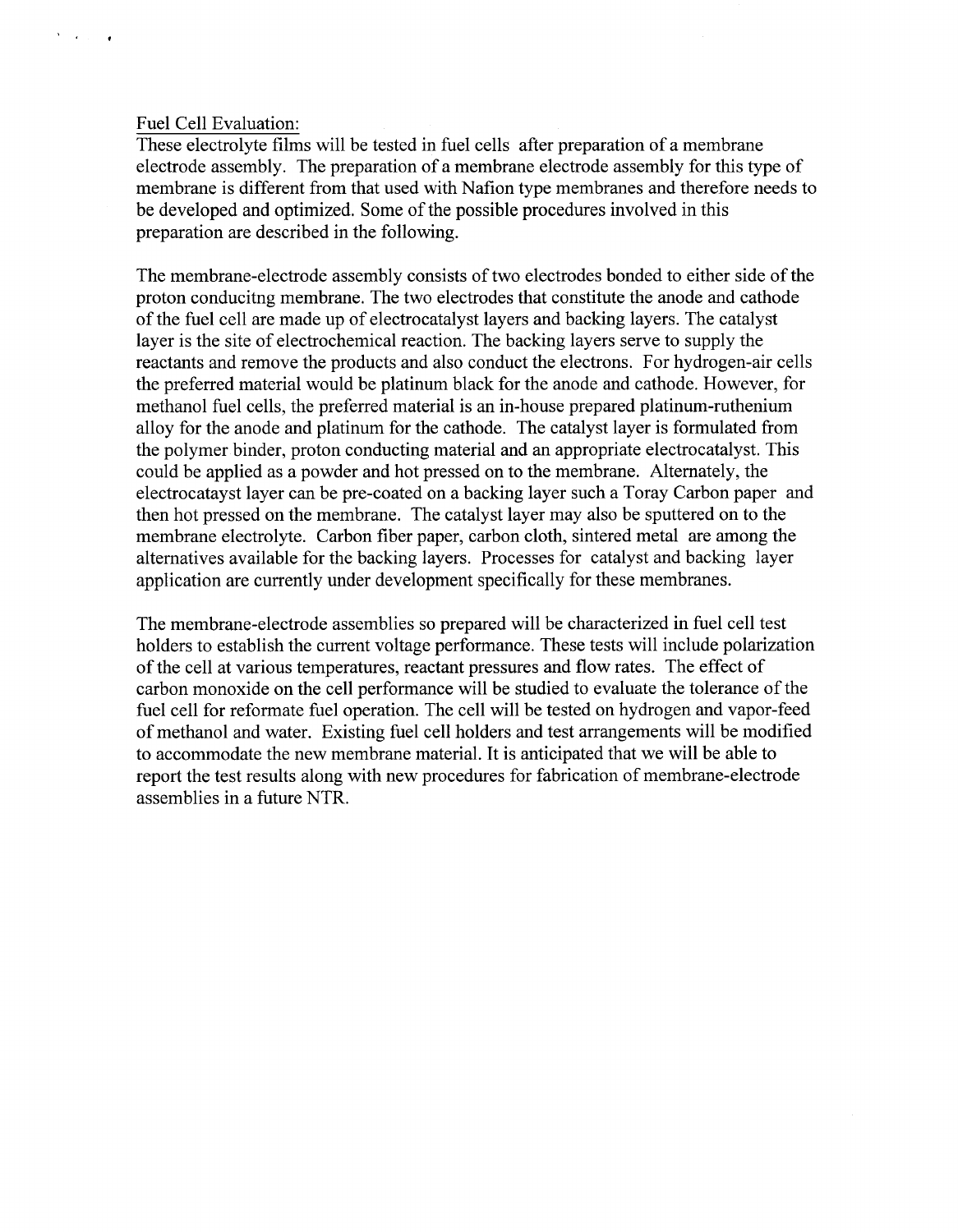Fuel Cell Evaluation:

These electrolyte films will be tested in fuel cells after preparation of a membrane electrode assembly. The preparation of a membrane electrode assembly for this type of membrane is different from that used with Nafion type membranes and therefore needs to be developed and optimized. Some of the possible procedures involved in this preparation are described in the following.

The membrane-electrode assembly consists of two electrodes bonded to either side of the proton conducitng membrane. The two electrodes that constitute the anode and cathode of the fuel cell are made up of electrocatalyst layers and backing layers. The catalyst layer is the site of electrochemical reaction. The backing layers serve to supply the reactants and remove the products and also conduct the electrons. For hydrogen-air cells the preferred material would be platinum black for the anode and cathode. However, for methanol fuel cells, the preferred material is an in-house prepared platinum-ruthenium alloy for the anode and platinum for the cathode. The catalyst layer is formulated from the polymer binder, proton conducting material and an appropriate electrocatalyst. This could be applied as a powder and hot pressed on to the membrane. Alternately, the electrocatayst layer can be pre-coated on a backing layer such a Toray Carbon paper and then hot pressed on the membrane. The catalyst layer may also be sputtered on to the membrane electrolyte. Carbon fiber paper, carbon cloth, sintered metal are among the alternatives available for the backing layers. Processes for catalyst and backing layer application are currently under development specifically for these membranes.

The membrane-electrode assemblies so prepared will be characterized in fuel cell test holders to establish the current voltage performance. These tests will include polarization of the cell at various temperatures, reactant pressures and flow rates. The effect of carbon monoxide on the cell performance will be studied to evaluate the tolerance of the fuel cell for reformate fuel operation. The cell will be tested on hydrogen and vapor-feed of methanol and water. Existing fuel cell holders and test arrangements will be modified to accommodate the new membrane material. It is anticipated that we will be able to report the test results along with new procedures for fabrication of membrane-electrode assemblies in a future NTR.